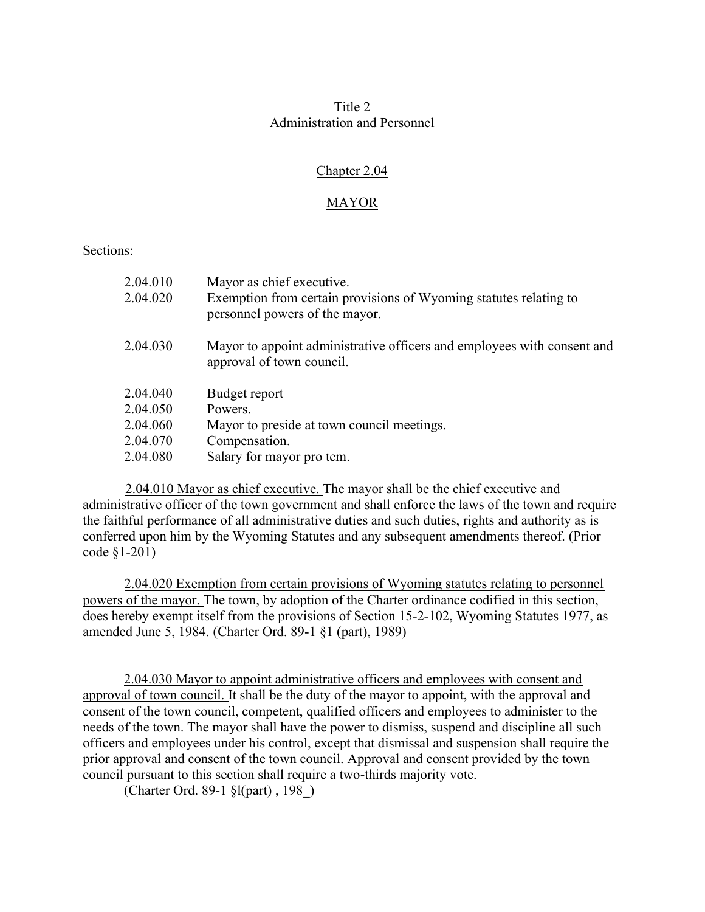# Title 2
# Administration and Personnel

## Chapter 2.04

## MAYOR

Sections:

| | |
|---|---|
| 2.04.010 | Mayor as chief executive. |
| 2.04.020 | Exemption from certain provisions of Wyoming statutes relating to personnel powers of the mayor. |
| 2.04.030 | Mayor to appoint administrative officers and employees with consent and approval of town council. |
| 2.04.040 | Budget report |
| 2.04.050 | Powers. |
| 2.04.060 | Mayor to preside at town council meetings. |
| 2.04.070 | Compensation. |
| 2.04.080 | Salary for mayor pro tem. |

2.04.010 Mayor as chief executive. The mayor shall be the chief executive and administrative officer of the town government and shall enforce the laws of the town and require the faithful performance of all administrative duties and such duties, rights and authority as is conferred upon him by the Wyoming Statutes and any subsequent amendments thereof. (Prior code §1-201)

2.04.020 Exemption from certain provisions of Wyoming statutes relating to personnel powers of the mayor. The town, by adoption of the Charter ordinance codified in this section, does hereby exempt itself from the provisions of Section 15-2-102, Wyoming Statutes 1977, as amended June 5, 1984. (Charter Ord. 89-1 §1 (part), 1989)

2.04.030 Mayor to appoint administrative officers and employees with consent and approval of town council. It shall be the duty of the mayor to appoint, with the approval and consent of the town council, competent, qualified officers and employees to administer to the needs of the town. The mayor shall have the power to dismiss, suspend and discipline all such officers and employees under his control, except that dismissal and suspension shall require the prior approval and consent of the town council. Approval and consent provided by the town council pursuant to this section shall require a two-thirds majority vote.

(Charter Ord. 89-1 §l(part) , 198_)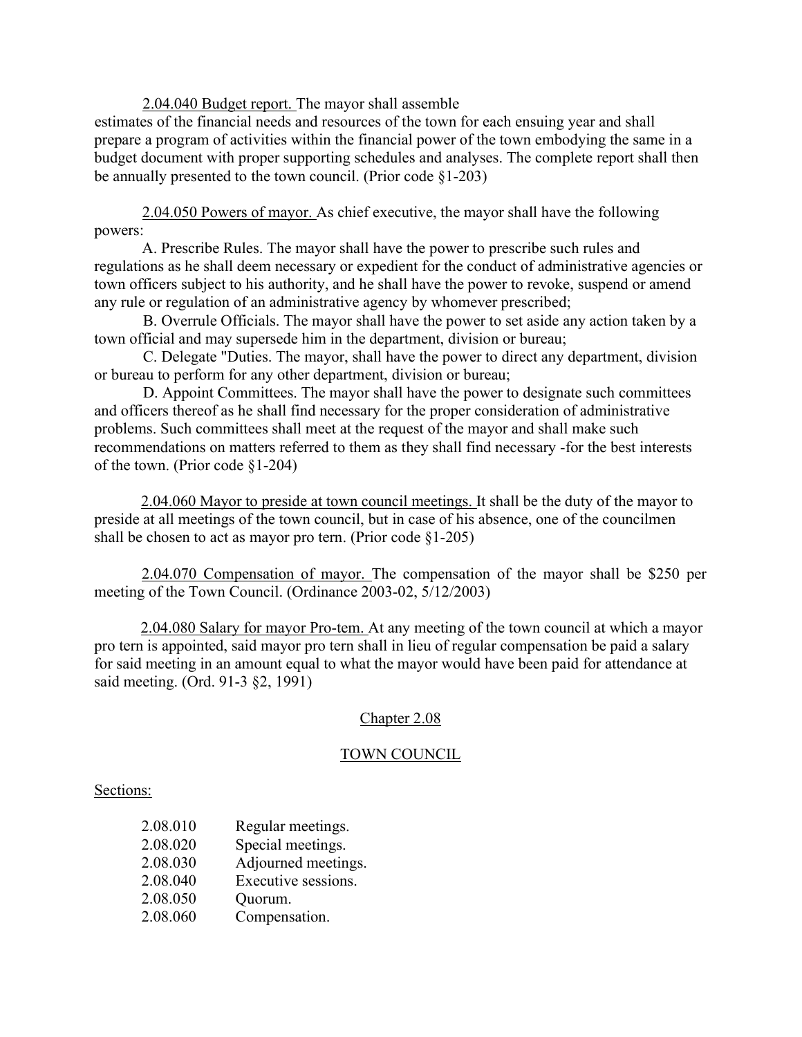2.04.040 Budget report. The mayor shall assemble estimates of the financial needs and resources of the town for each ensuing year and shall prepare a program of activities within the financial power of the town embodying the same in a budget document with proper supporting schedules and analyses. The complete report shall then be annually presented to the town council. (Prior code §1-203)

2.04.050 Powers of mayor. As chief executive, the mayor shall have the following powers:

A. Prescribe Rules. The mayor shall have the power to prescribe such rules and regulations as he shall deem necessary or expedient for the conduct of administrative agencies or town officers subject to his authority, and he shall have the power to revoke, suspend or amend any rule or regulation of an administrative agency by whomever prescribed;

B. Overrule Officials. The mayor shall have the power to set aside any action taken by a town official and may supersede him in the department, division or bureau;

C. Delegate "Duties. The mayor, shall have the power to direct any department, division or bureau to perform for any other department, division or bureau;

D. Appoint Committees. The mayor shall have the power to designate such committees and officers thereof as he shall find necessary for the proper consideration of administrative problems. Such committees shall meet at the request of the mayor and shall make such recommendations on matters referred to them as they shall find necessary -for the best interests of the town. (Prior code §1-204)

2.04.060 Mayor to preside at town council meetings. It shall be the duty of the mayor to preside at all meetings of the town council, but in case of his absence, one of the councilmen shall be chosen to act as mayor pro tern. (Prior code §1-205)

2.04.070 Compensation of mayor. The compensation of the mayor shall be $250 per meeting of the Town Council. (Ordinance 2003-02, 5/12/2003)

2.04.080 Salary for mayor Pro-tem. At any meeting of the town council at which a mayor pro tern is appointed, said mayor pro tern shall in lieu of regular compensation be paid a salary for said meeting in an amount equal to what the mayor would have been paid for attendance at said meeting. (Ord. 91-3 §2, 1991)

## Chapter 2.08

## TOWN COUNCIL

Sections:

| | |
|---|---|
| 2.08.010 | Regular meetings. |
| 2.08.020 | Special meetings. |
| 2.08.030 | Adjourned meetings. |
| 2.08.040 | Executive sessions. |
| 2.08.050 | Quorum. |
| 2.08.060 | Compensation. |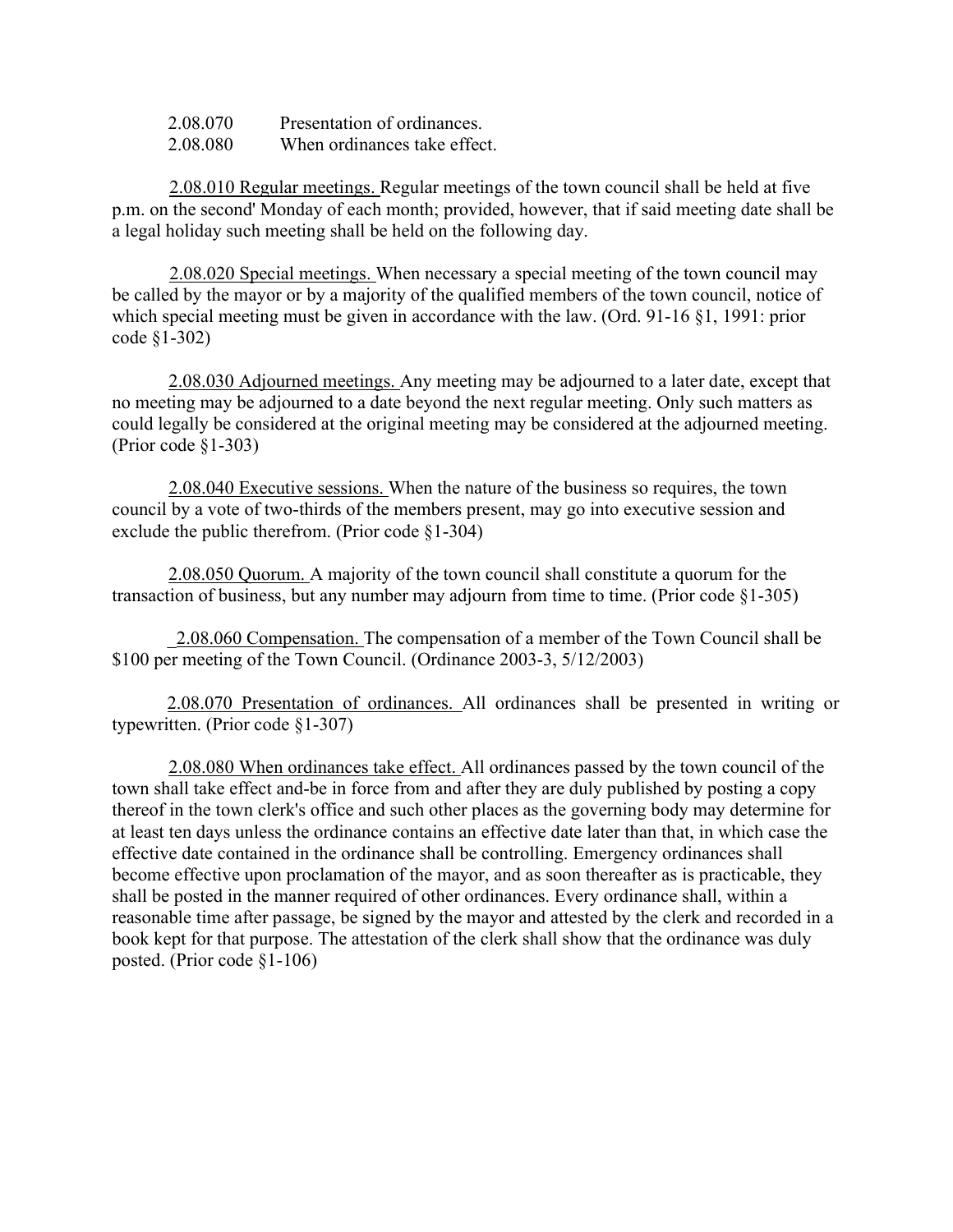2.08.070 Presentation of ordinances.
2.08.080 When ordinances take effect.

2.08.010 Regular meetings. Regular meetings of the town council shall be held at five p.m. on the second' Monday of each month; provided, however, that if said meeting date shall be a legal holiday such meeting shall be held on the following day.

2.08.020 Special meetings. When necessary a special meeting of the town council may be called by the mayor or by a majority of the qualified members of the town council, notice of which special meeting must be given in accordance with the law. (Ord. 91-16 §1, 1991: prior code §1-302)

2.08.030 Adjourned meetings. Any meeting may be adjourned to a later date, except that no meeting may be adjourned to a date beyond the next regular meeting. Only such matters as could legally be considered at the original meeting may be considered at the adjourned meeting. (Prior code §1-303)

2.08.040 Executive sessions. When the nature of the business so requires, the town council by a vote of two-thirds of the members present, may go into executive session and exclude the public therefrom. (Prior code §1-304)

2.08.050 Quorum. A majority of the town council shall constitute a quorum for the transaction of business, but any number may adjourn from time to time. (Prior code §1-305)

2.08.060 Compensation. The compensation of a member of the Town Council shall be $100 per meeting of the Town Council. (Ordinance 2003-3, 5/12/2003)

2.08.070 Presentation of ordinances. All ordinances shall be presented in writing or typewritten. (Prior code §1-307)

2.08.080 When ordinances take effect. All ordinances passed by the town council of the town shall take effect and-be in force from and after they are duly published by posting a copy thereof in the town clerk's office and such other places as the governing body may determine for at least ten days unless the ordinance contains an effective date later than that, in which case the effective date contained in the ordinance shall be controlling. Emergency ordinances shall become effective upon proclamation of the mayor, and as soon thereafter as is practicable, they shall be posted in the manner required of other ordinances. Every ordinance shall, within a reasonable time after passage, be signed by the mayor and attested by the clerk and recorded in a book kept for that purpose. The attestation of the clerk shall show that the ordinance was duly posted. (Prior code §1-106)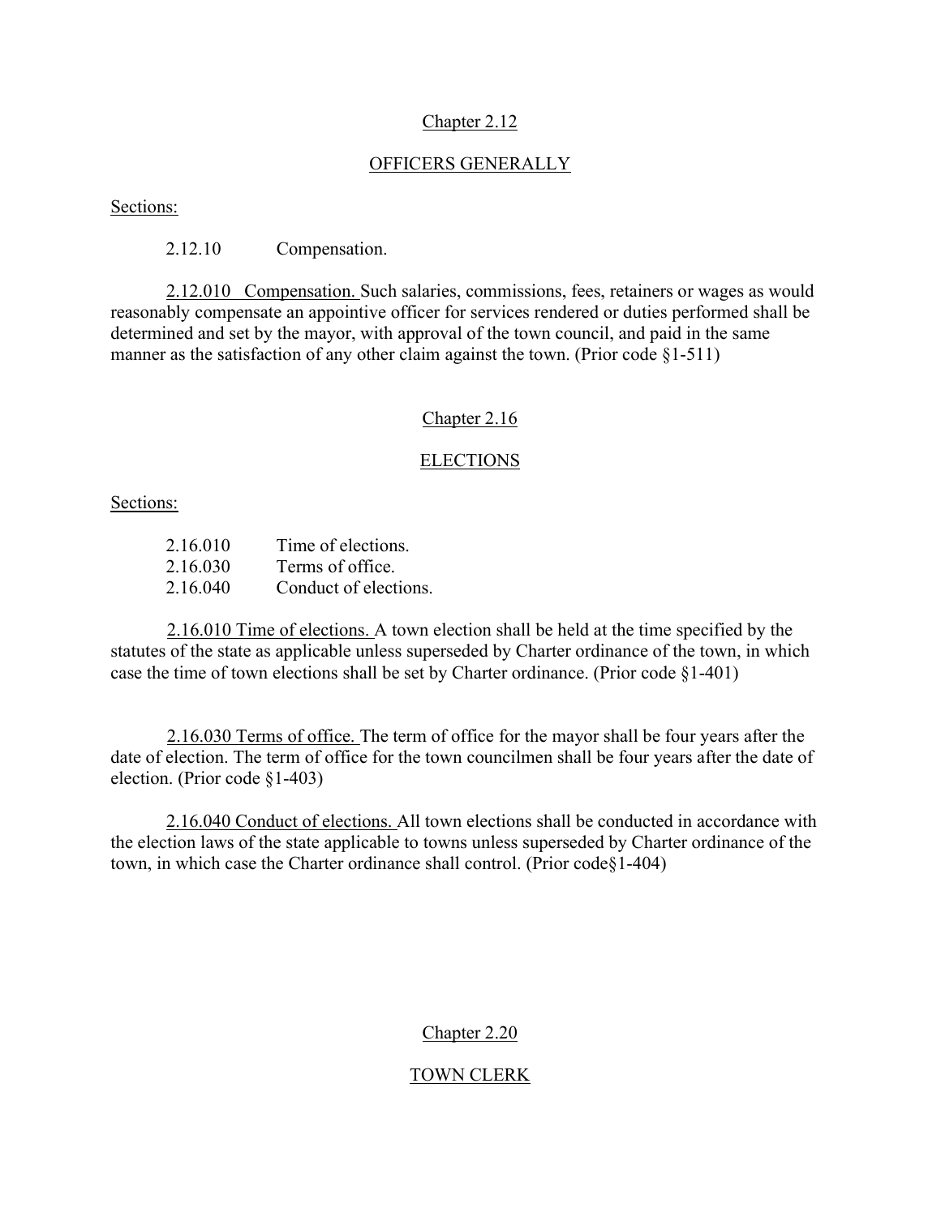## Chapter 2.12

## OFFICERS GENERALLY

Sections:

2.12.10 Compensation.

2.12.010 Compensation. Such salaries, commissions, fees, retainers or wages as would reasonably compensate an appointive officer for services rendered or duties performed shall be determined and set by the mayor, with approval of the town council, and paid in the same manner as the satisfaction of any other claim against the town. (Prior code §1-511)

## Chapter 2.16

## ELECTIONS

Sections:

2.16.010 Time of elections.
2.16.030 Terms of office.
2.16.040 Conduct of elections.

2.16.010 Time of elections. A town election shall be held at the time specified by the statutes of the state as applicable unless superseded by Charter ordinance of the town, in which case the time of town elections shall be set by Charter ordinance. (Prior code §1-401)

2.16.030 Terms of office. The term of office for the mayor shall be four years after the date of election. The term of office for the town councilmen shall be four years after the date of election. (Prior code §1-403)

2.16.040 Conduct of elections. All town elections shall be conducted in accordance with the election laws of the state applicable to towns unless superseded by Charter ordinance of the town, in which case the Charter ordinance shall control. (Prior code§1-404)

## Chapter 2.20

## TOWN CLERK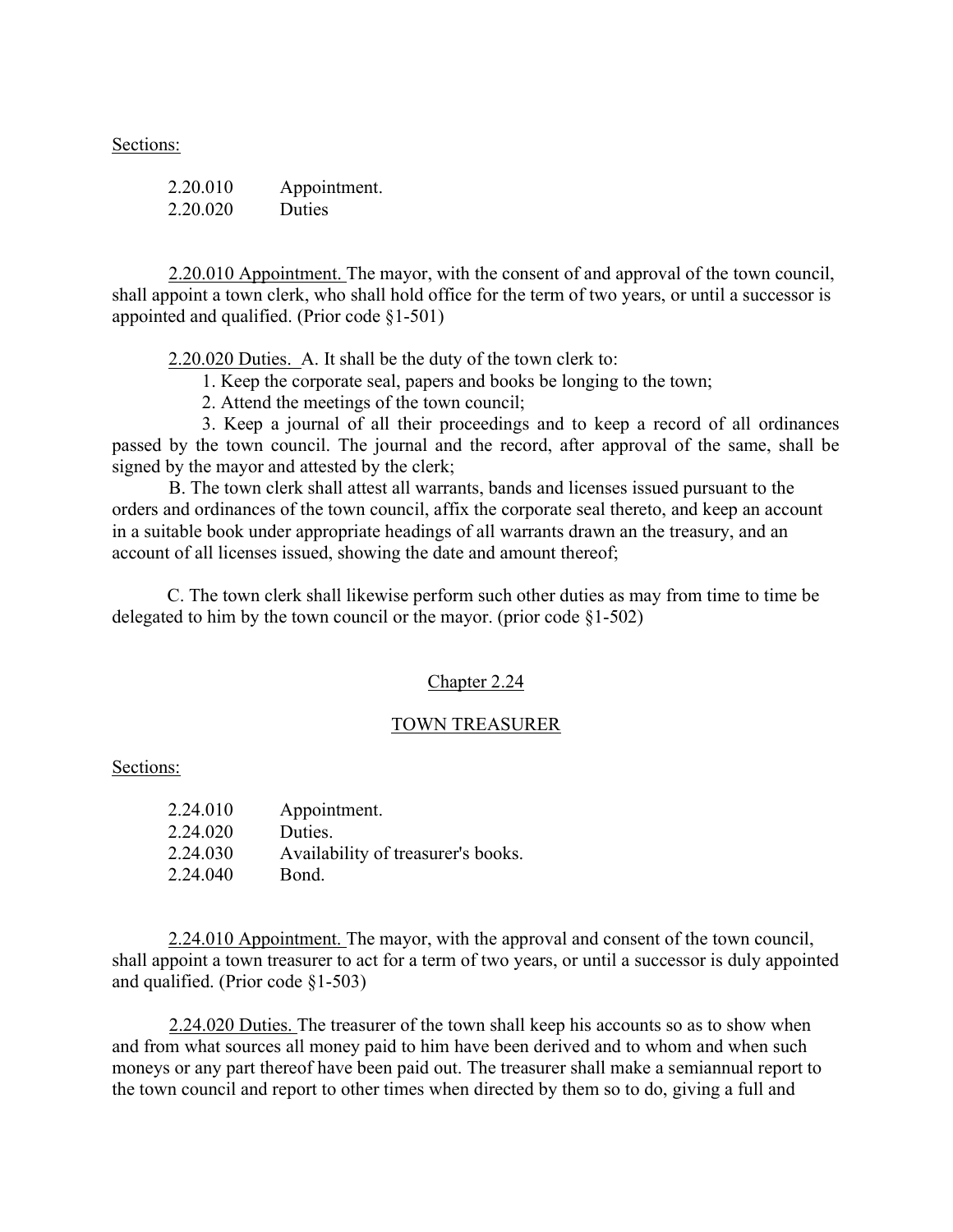Sections:

| | |
|---|---|
| 2.20.010 | Appointment. |
| 2.20.020 | Duties |

2.20.010 Appointment. The mayor, with the consent of and approval of the town council, shall appoint a town clerk, who shall hold office for the term of two years, or until a successor is appointed and qualified. (Prior code §1-501)

2.20.020 Duties. A. It shall be the duty of the town clerk to:

1. Keep the corporate seal, papers and books be longing to the town;
2. Attend the meetings of the town council;
3. Keep a journal of all their proceedings and to keep a record of all ordinances passed by the town council. The journal and the record, after approval of the same, shall be signed by the mayor and attested by the clerk;

B. The town clerk shall attest all warrants, bands and licenses issued pursuant to the orders and ordinances of the town council, affix the corporate seal thereto, and keep an account in a suitable book under appropriate headings of all warrants drawn an the treasury, and an account of all licenses issued, showing the date and amount thereof;

C. The town clerk shall likewise perform such other duties as may from time to time be delegated to him by the town council or the mayor. (prior code §1-502)

## Chapter 2.24

## TOWN TREASURER

Sections:

| | |
|---|---|
| 2.24.010 | Appointment. |
| 2.24.020 | Duties. |
| 2.24.030 | Availability of treasurer's books. |
| 2.24.040 | Bond. |

2.24.010 Appointment. The mayor, with the approval and consent of the town council, shall appoint a town treasurer to act for a term of two years, or until a successor is duly appointed and qualified. (Prior code §1-503)

2.24.020 Duties. The treasurer of the town shall keep his accounts so as to show when and from what sources all money paid to him have been derived and to whom and when such moneys or any part thereof have been paid out. The treasurer shall make a semiannual report to the town council and report to other times when directed by them so to do, giving a full and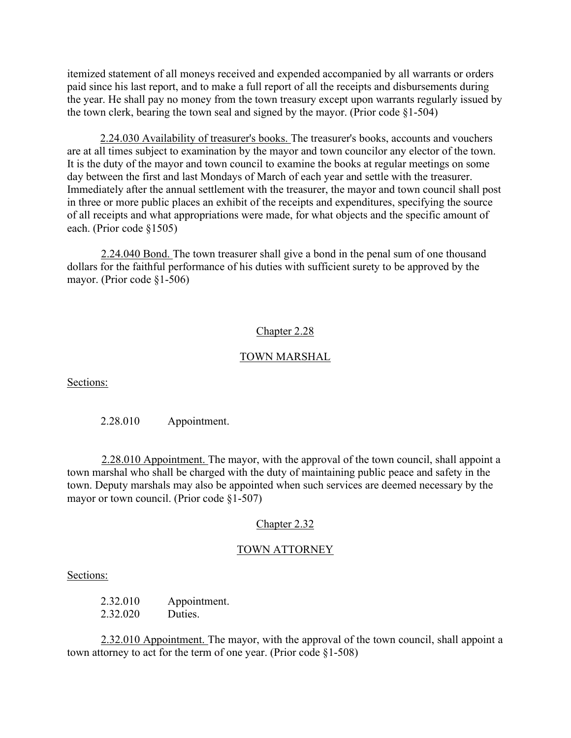itemized statement of all moneys received and expended accompanied by all warrants or orders paid since his last report, and to make a full report of all the receipts and disbursements during the year. He shall pay no money from the town treasury except upon warrants regularly issued by the town clerk, bearing the town seal and signed by the mayor. (Prior code §1-504)

2.24.030 Availability of treasurer's books. The treasurer's books, accounts and vouchers are at all times subject to examination by the mayor and town councilor any elector of the town. It is the duty of the mayor and town council to examine the books at regular meetings on some day between the first and last Mondays of March of each year and settle with the treasurer. Immediately after the annual settlement with the treasurer, the mayor and town council shall post in three or more public places an exhibit of the receipts and expenditures, specifying the source of all receipts and what appropriations were made, for what objects and the specific amount of each. (Prior code §1505)

2.24.040 Bond. The town treasurer shall give a bond in the penal sum of one thousand dollars for the faithful performance of his duties with sufficient surety to be approved by the mayor. (Prior code §1-506)

## Chapter 2.28

## TOWN MARSHAL

Sections:

2.28.010 Appointment.

2.28.010 Appointment. The mayor, with the approval of the town council, shall appoint a town marshal who shall be charged with the duty of maintaining public peace and safety in the town. Deputy marshals may also be appointed when such services are deemed necessary by the mayor or town council. (Prior code §1-507)

## Chapter 2.32

## TOWN ATTORNEY

Sections:

2.32.010 Appointment.
2.32.020 Duties.

2.32.010 Appointment. The mayor, with the approval of the town council, shall appoint a town attorney to act for the term of one year. (Prior code §1-508)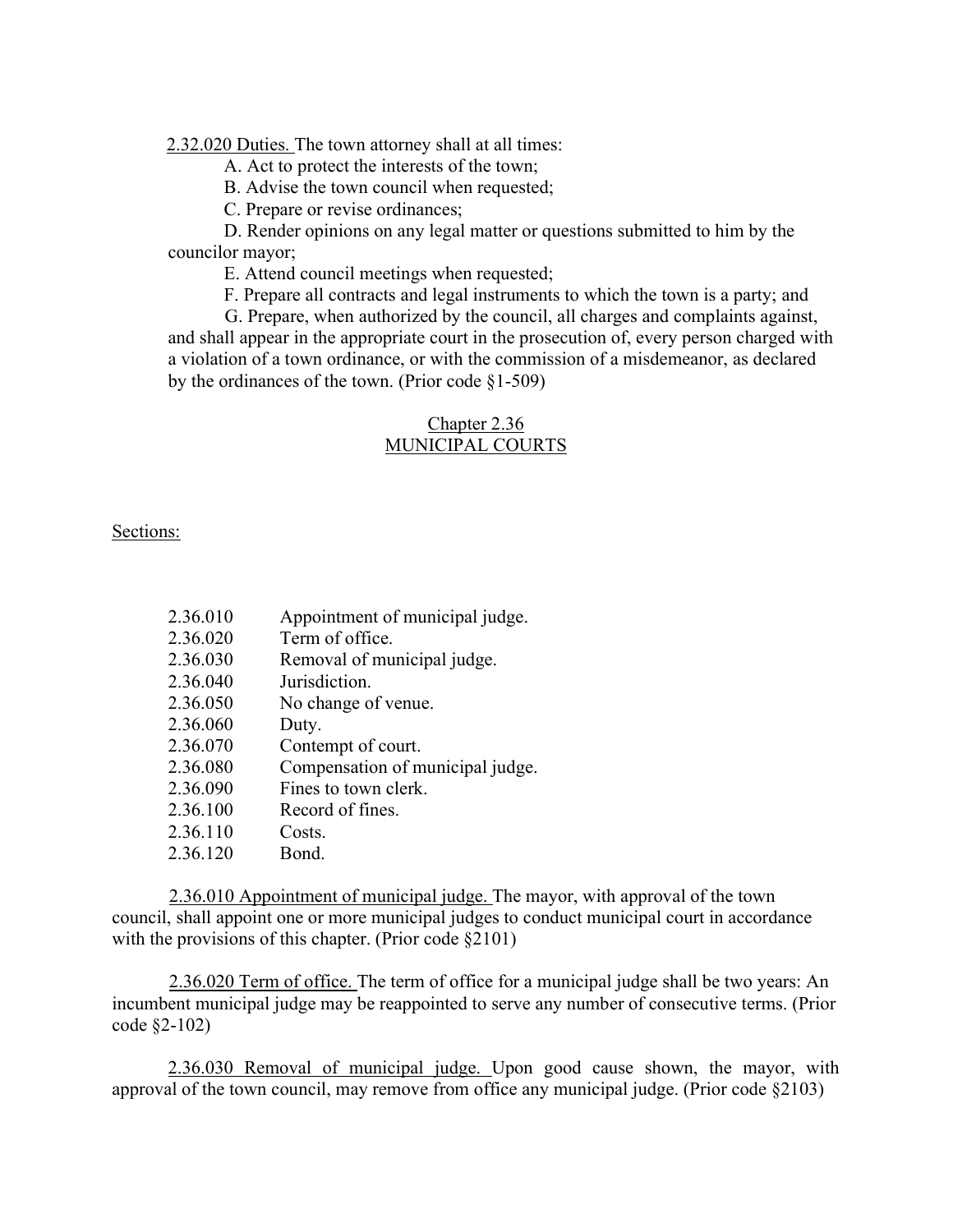2.32.020 Duties. The town attorney shall at all times:

A. Act to protect the interests of the town;

B. Advise the town council when requested;

C. Prepare or revise ordinances;

D. Render opinions on any legal matter or questions submitted to him by the councilor mayor;

E. Attend council meetings when requested;

F. Prepare all contracts and legal instruments to which the town is a party; and

G. Prepare, when authorized by the council, all charges and complaints against, and shall appear in the appropriate court in the prosecution of, every person charged with a violation of a town ordinance, or with the commission of a misdemeanor, as declared by the ordinances of the town. (Prior code §1-509)

## Chapter 2.36
## MUNICIPAL COURTS

Sections:

| | |
|---|---|
| 2.36.010 | Appointment of municipal judge. |
| 2.36.020 | Term of office. |
| 2.36.030 | Removal of municipal judge. |
| 2.36.040 | Jurisdiction. |
| 2.36.050 | No change of venue. |
| 2.36.060 | Duty. |
| 2.36.070 | Contempt of court. |
| 2.36.080 | Compensation of municipal judge. |
| 2.36.090 | Fines to town clerk. |
| 2.36.100 | Record of fines. |
| 2.36.110 | Costs. |
| 2.36.120 | Bond. |

2.36.010 Appointment of municipal judge. The mayor, with approval of the town council, shall appoint one or more municipal judges to conduct municipal court in accordance with the provisions of this chapter. (Prior code §2101)

2.36.020 Term of office. The term of office for a municipal judge shall be two years: An incumbent municipal judge may be reappointed to serve any number of consecutive terms. (Prior code §2-102)

2.36.030 Removal of municipal judge. Upon good cause shown, the mayor, with approval of the town council, may remove from office any municipal judge. (Prior code §2103)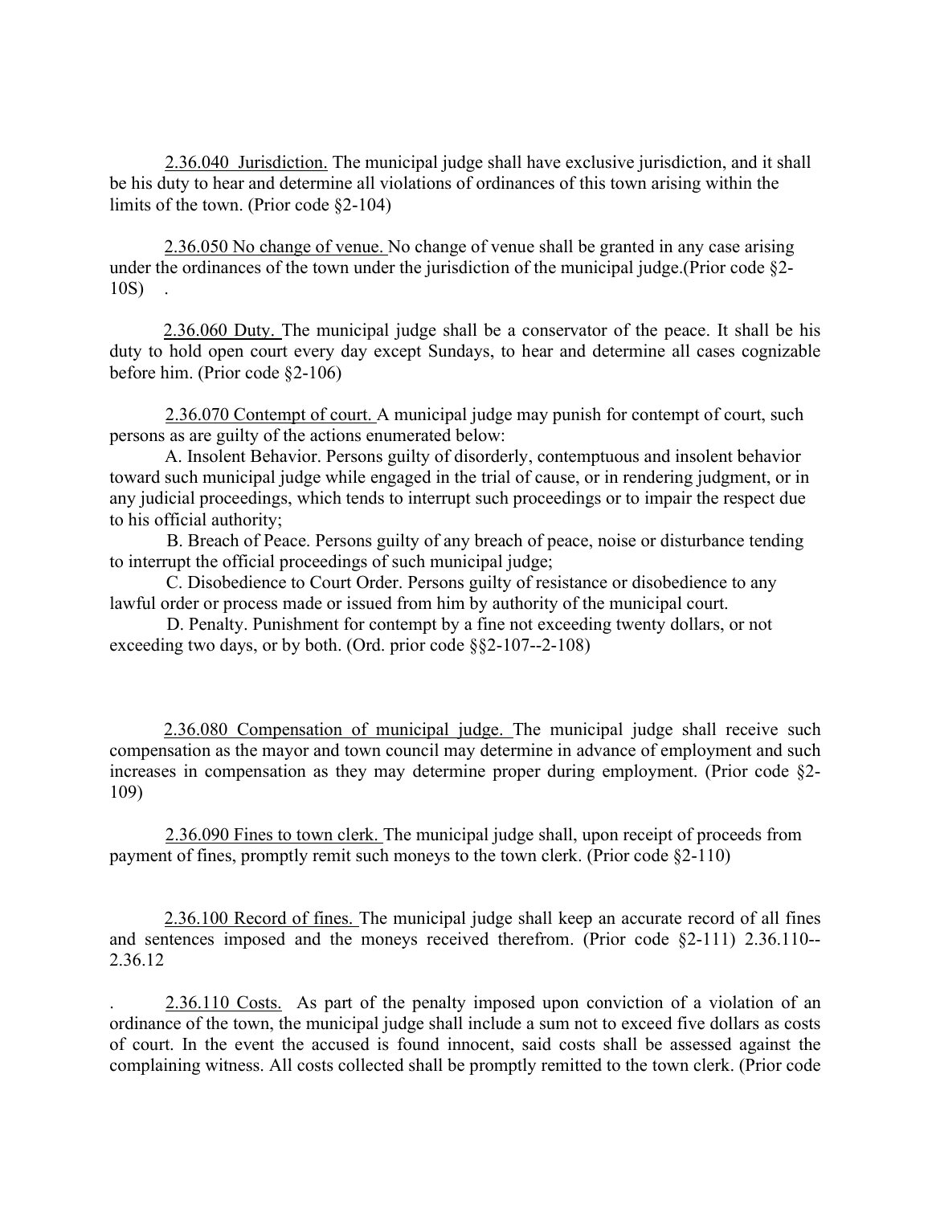2.36.040 Jurisdiction. The municipal judge shall have exclusive jurisdiction, and it shall be his duty to hear and determine all violations of ordinances of this town arising within the limits of the town. (Prior code §2-104)

2.36.050 No change of venue. No change of venue shall be granted in any case arising under the ordinances of the town under the jurisdiction of the municipal judge.(Prior code §2-10S) .

2.36.060 Duty. The municipal judge shall be a conservator of the peace. It shall be his duty to hold open court every day except Sundays, to hear and determine all cases cognizable before him. (Prior code §2-106)

2.36.070 Contempt of court. A municipal judge may punish for contempt of court, such persons as are guilty of the actions enumerated below:

A. Insolent Behavior. Persons guilty of disorderly, contemptuous and insolent behavior toward such municipal judge while engaged in the trial of cause, or in rendering judgment, or in any judicial proceedings, which tends to interrupt such proceedings or to impair the respect due to his official authority;

B. Breach of Peace. Persons guilty of any breach of peace, noise or disturbance tending to interrupt the official proceedings of such municipal judge;

C. Disobedience to Court Order. Persons guilty of resistance or disobedience to any lawful order or process made or issued from him by authority of the municipal court.

D. Penalty. Punishment for contempt by a fine not exceeding twenty dollars, or not exceeding two days, or by both. (Ord. prior code §§2-107--2-108)

2.36.080 Compensation of municipal judge. The municipal judge shall receive such compensation as the mayor and town council may determine in advance of employment and such increases in compensation as they may determine proper during employment. (Prior code §2-109)

2.36.090 Fines to town clerk. The municipal judge shall, upon receipt of proceeds from payment of fines, promptly remit such moneys to the town clerk. (Prior code §2-110)

2.36.100 Record of fines. The municipal judge shall keep an accurate record of all fines and sentences imposed and the moneys received therefrom. (Prior code §2-111) 2.36.110--2.36.12

. 2.36.110 Costs. As part of the penalty imposed upon conviction of a violation of an ordinance of the town, the municipal judge shall include a sum not to exceed five dollars as costs of court. In the event the accused is found innocent, said costs shall be assessed against the complaining witness. All costs collected shall be promptly remitted to the town clerk. (Prior code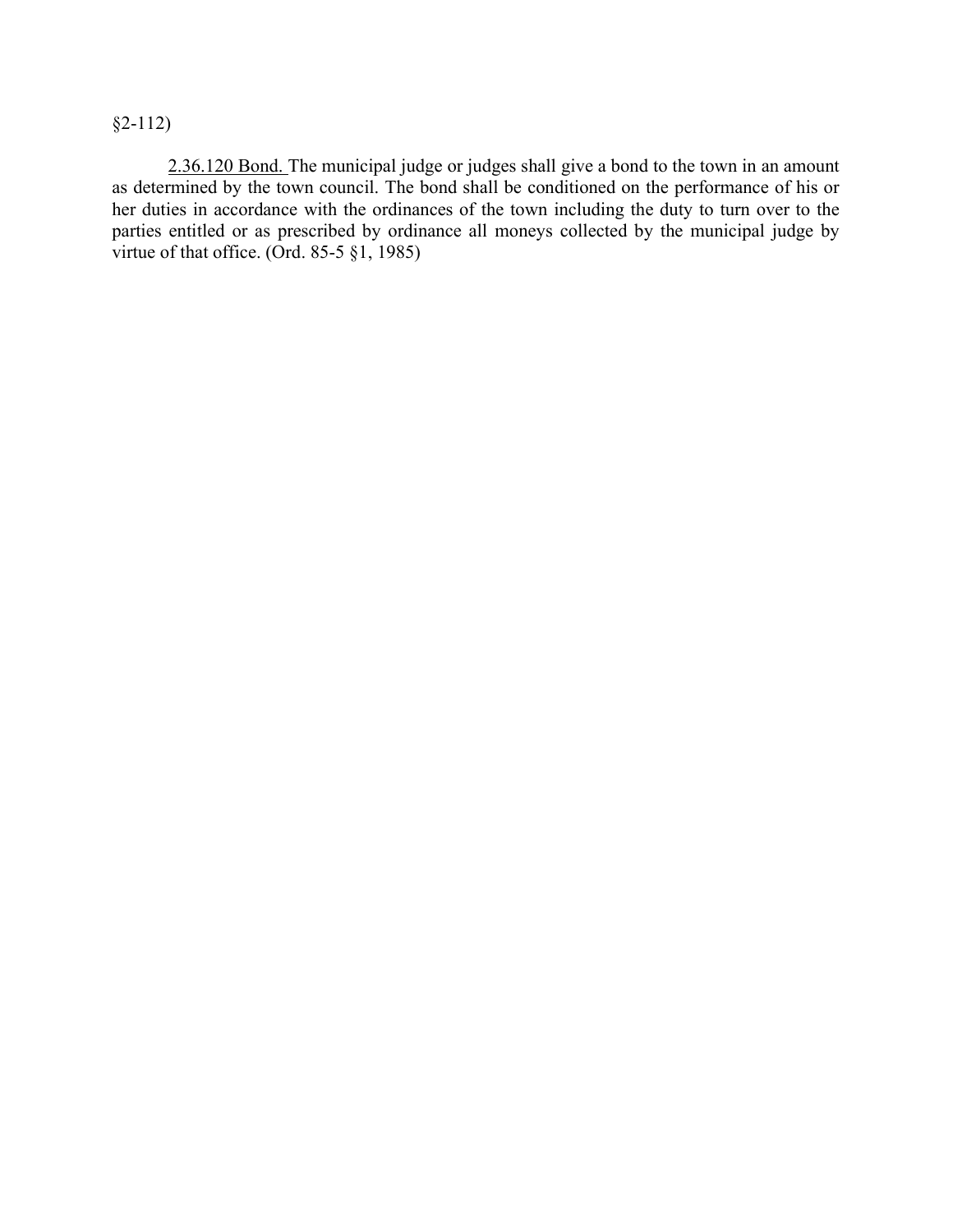§2-112)

2.36.120 Bond. The municipal judge or judges shall give a bond to the town in an amount as determined by the town council. The bond shall be conditioned on the performance of his or her duties in accordance with the ordinances of the town including the duty to turn over to the parties entitled or as prescribed by ordinance all moneys collected by the municipal judge by virtue of that office. (Ord. 85-5 §1, 1985)